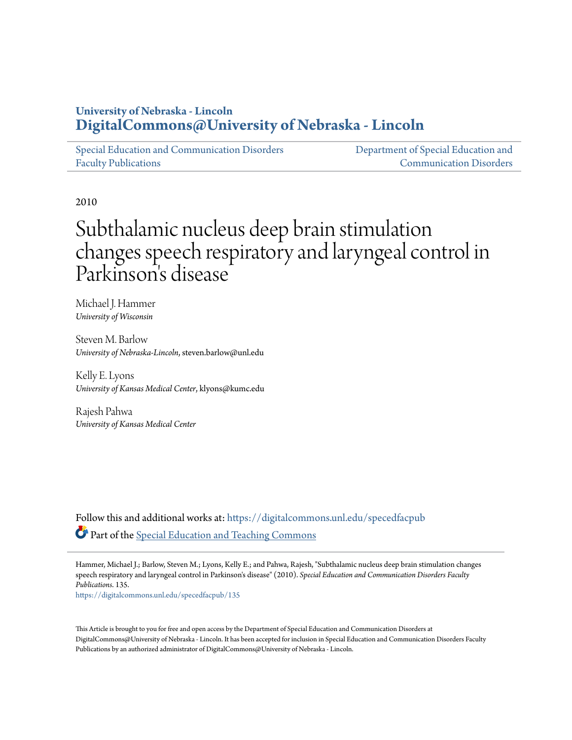University of Nebraska - Lincoln
**DigitalCommons@University of Nebraska - Lincoln**

Special Education and Communication Disorders Faculty Publications | Department of Special Education and Communication Disorders

2010

# Subthalamic nucleus deep brain stimulation changes speech respiratory and laryngeal control in Parkinson's disease

Michael J. Hammer
*University of Wisconsin*

Steven M. Barlow
*University of Nebraska-Lincoln*, steven.barlow@unl.edu

Kelly E. Lyons
*University of Kansas Medical Center*, klyons@kumc.edu

Rajesh Pahwa
*University of Kansas Medical Center*

Follow this and additional works at: https://digitalcommons.unl.edu/specedfacpub

Part of the Special Education and Teaching Commons

Hammer, Michael J.; Barlow, Steven M.; Lyons, Kelly E.; and Pahwa, Rajesh, "Subthalamic nucleus deep brain stimulation changes speech respiratory and laryngeal control in Parkinson's disease" (2010). *Special Education and Communication Disorders Faculty Publications*. 135.
https://digitalcommons.unl.edu/specedfacpub/135

This Article is brought to you for free and open access by the Department of Special Education and Communication Disorders at DigitalCommons@University of Nebraska - Lincoln. It has been accepted for inclusion in Special Education and Communication Disorders Faculty Publications by an authorized administrator of DigitalCommons@University of Nebraska - Lincoln.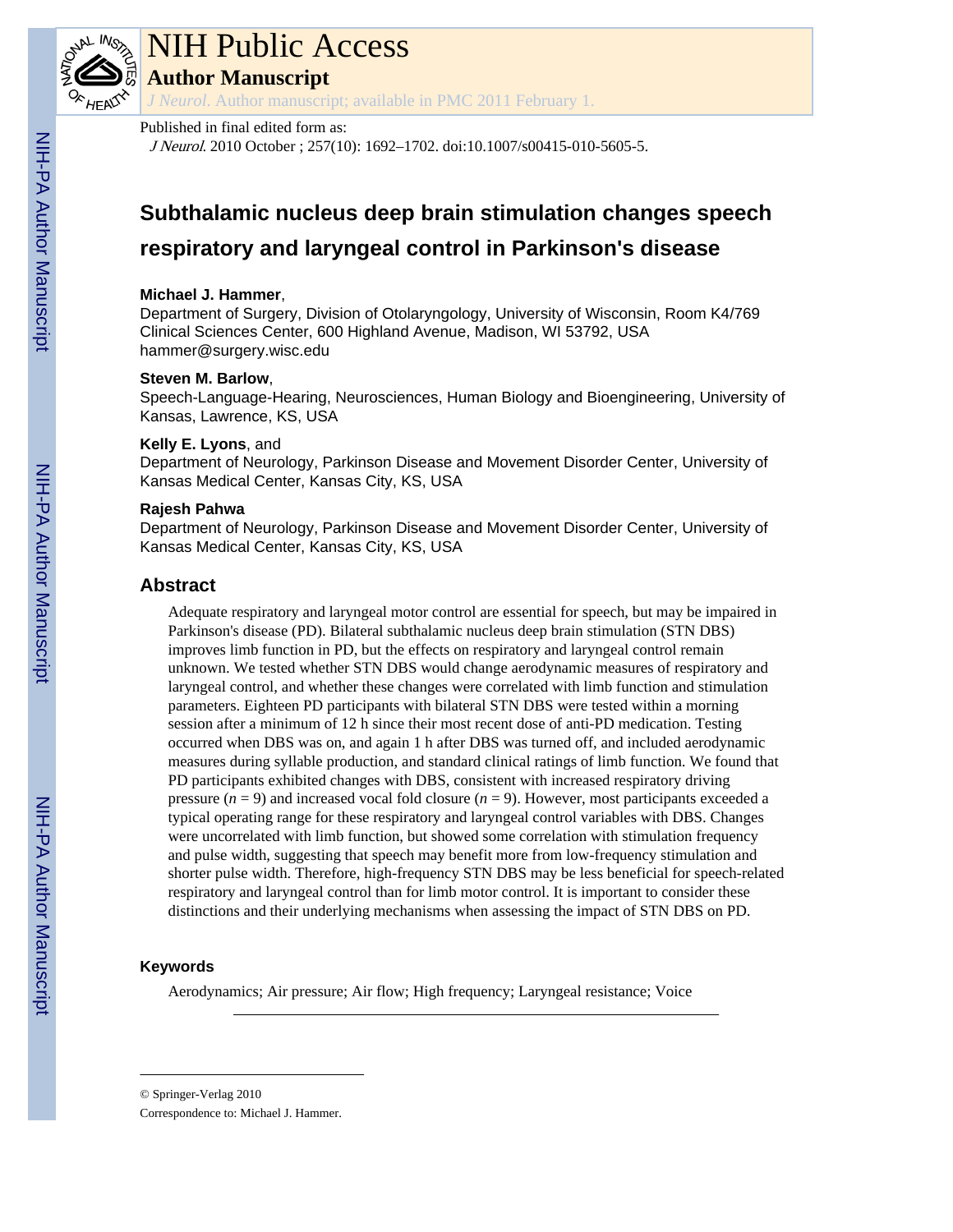**Published in final edited form as:**

*J Neurol*. 2010 October ; 257(10): 1692–1702. doi:10.1007/s00415-010-5605-5.

# Subthalamic nucleus deep brain stimulation changes speech respiratory and laryngeal control in Parkinson's disease

**Michael J. Hammer**,
Department of Surgery, Division of Otolaryngology, University of Wisconsin, Room K4/769 Clinical Sciences Center, 600 Highland Avenue, Madison, WI 53792, USA
hammer@surgery.wisc.edu

**Steven M. Barlow**,
Speech-Language-Hearing, Neurosciences, Human Biology and Bioengineering, University of Kansas, Lawrence, KS, USA

**Kelly E. Lyons**, and
Department of Neurology, Parkinson Disease and Movement Disorder Center, University of Kansas Medical Center, Kansas City, KS, USA

**Rajesh Pahwa**
Department of Neurology, Parkinson Disease and Movement Disorder Center, University of Kansas Medical Center, Kansas City, KS, USA

## Abstract

Adequate respiratory and laryngeal motor control are essential for speech, but may be impaired in Parkinson's disease (PD). Bilateral subthalamic nucleus deep brain stimulation (STN DBS) improves limb function in PD, but the effects on respiratory and laryngeal control remain unknown. We tested whether STN DBS would change aerodynamic measures of respiratory and laryngeal control, and whether these changes were correlated with limb function and stimulation parameters. Eighteen PD participants with bilateral STN DBS were tested within a morning session after a minimum of 12 h since their most recent dose of anti-PD medication. Testing occurred when DBS was on, and again 1 h after DBS was turned off, and included aerodynamic measures during syllable production, and standard clinical ratings of limb function. We found that PD participants exhibited changes with DBS, consistent with increased respiratory driving pressure ($n = 9$) and increased vocal fold closure ($n = 9$). However, most participants exceeded a typical operating range for these respiratory and laryngeal control variables with DBS. Changes were uncorrelated with limb function, but showed some correlation with stimulation frequency and pulse width, suggesting that speech may benefit more from low-frequency stimulation and shorter pulse width. Therefore, high-frequency STN DBS may be less beneficial for speech-related respiratory and laryngeal control than for limb motor control. It is important to consider these distinctions and their underlying mechanisms when assessing the impact of STN DBS on PD.

### Keywords

Aerodynamics; Air pressure; Air flow; High frequency; Laryngeal resistance; Voice

---

© Springer-Verlag 2010

Correspondence to: Michael J. Hammer.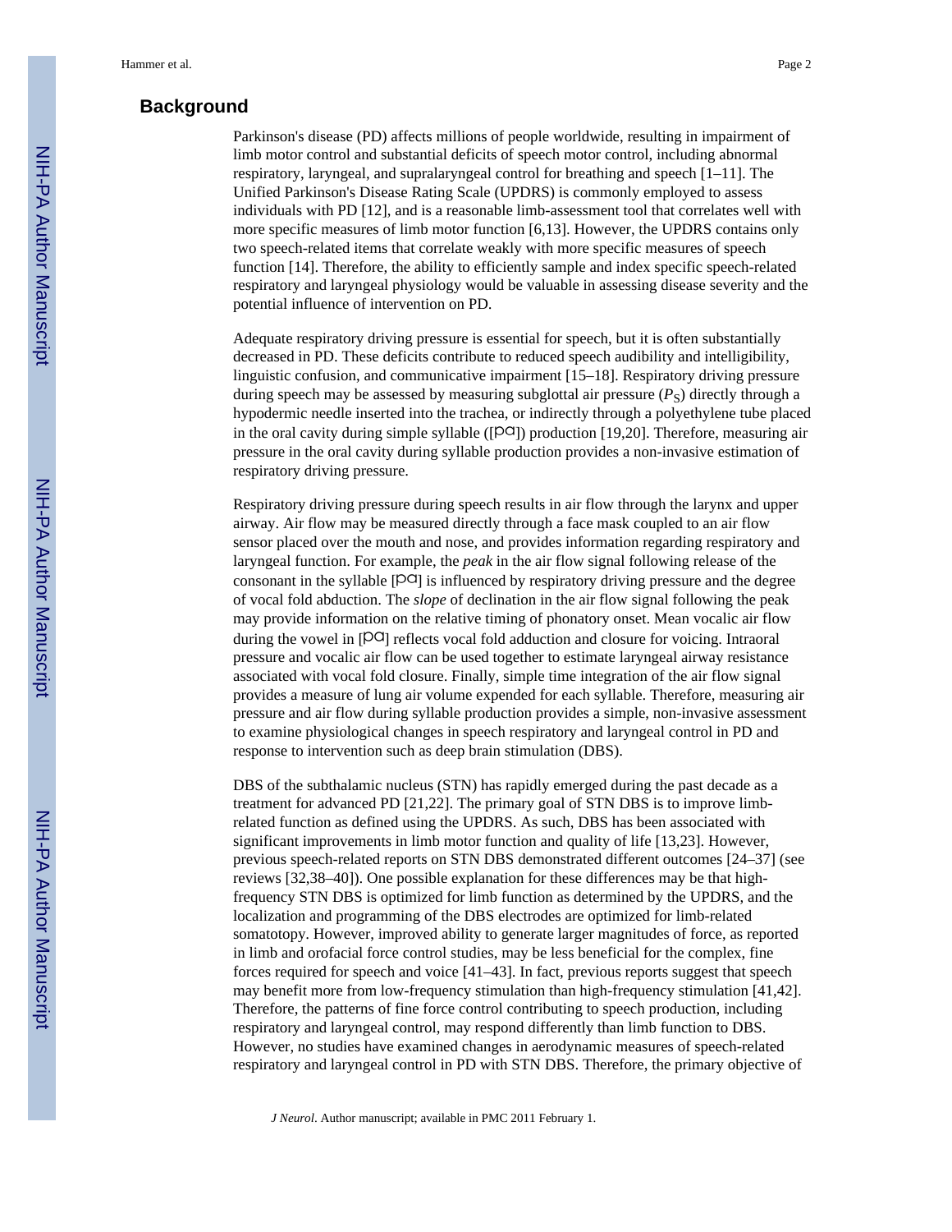## Background

Parkinson's disease (PD) affects millions of people worldwide, resulting in impairment of limb motor control and substantial deficits of speech motor control, including abnormal respiratory, laryngeal, and supralaryngeal control for breathing and speech [1–11]. The Unified Parkinson's Disease Rating Scale (UPDRS) is commonly employed to assess individuals with PD [12], and is a reasonable limb-assessment tool that correlates well with more specific measures of limb motor function [6,13]. However, the UPDRS contains only two speech-related items that correlate weakly with more specific measures of speech function [14]. Therefore, the ability to efficiently sample and index specific speech-related respiratory and laryngeal physiology would be valuable in assessing disease severity and the potential influence of intervention on PD.

Adequate respiratory driving pressure is essential for speech, but it is often substantially decreased in PD. These deficits contribute to reduced speech audibility and intelligibility, linguistic confusion, and communicative impairment [15–18]. Respiratory driving pressure during speech may be assessed by measuring subglottal air pressure ($P_S$) directly through a hypodermic needle inserted into the trachea, or indirectly through a polyethylene tube placed in the oral cavity during simple syllable ([pɑ]) production [19,20]. Therefore, measuring air pressure in the oral cavity during syllable production provides a non-invasive estimation of respiratory driving pressure.

Respiratory driving pressure during speech results in air flow through the larynx and upper airway. Air flow may be measured directly through a face mask coupled to an air flow sensor placed over the mouth and nose, and provides information regarding respiratory and laryngeal function. For example, the *peak* in the air flow signal following release of the consonant in the syllable [pɑ] is influenced by respiratory driving pressure and the degree of vocal fold abduction. The *slope* of declination in the air flow signal following the peak may provide information on the relative timing of phonatory onset. Mean vocalic air flow during the vowel in [pɑ] reflects vocal fold adduction and closure for voicing. Intraoral pressure and vocalic air flow can be used together to estimate laryngeal airway resistance associated with vocal fold closure. Finally, simple time integration of the air flow signal provides a measure of lung air volume expended for each syllable. Therefore, measuring air pressure and air flow during syllable production provides a simple, non-invasive assessment to examine physiological changes in speech respiratory and laryngeal control in PD and response to intervention such as deep brain stimulation (DBS).

DBS of the subthalamic nucleus (STN) has rapidly emerged during the past decade as a treatment for advanced PD [21,22]. The primary goal of STN DBS is to improve limb-related function as defined using the UPDRS. As such, DBS has been associated with significant improvements in limb motor function and quality of life [13,23]. However, previous speech-related reports on STN DBS demonstrated different outcomes [24–37] (see reviews [32,38–40]). One possible explanation for these differences may be that high-frequency STN DBS is optimized for limb function as determined by the UPDRS, and the localization and programming of the DBS electrodes are optimized for limb-related somatotopy. However, improved ability to generate larger magnitudes of force, as reported in limb and orofacial force control studies, may be less beneficial for the complex, fine forces required for speech and voice [41–43]. In fact, previous reports suggest that speech may benefit more from low-frequency stimulation than high-frequency stimulation [41,42]. Therefore, the patterns of fine force control contributing to speech production, including respiratory and laryngeal control, may respond differently than limb function to DBS. However, no studies have examined changes in aerodynamic measures of speech-related respiratory and laryngeal control in PD with STN DBS. Therefore, the primary objective of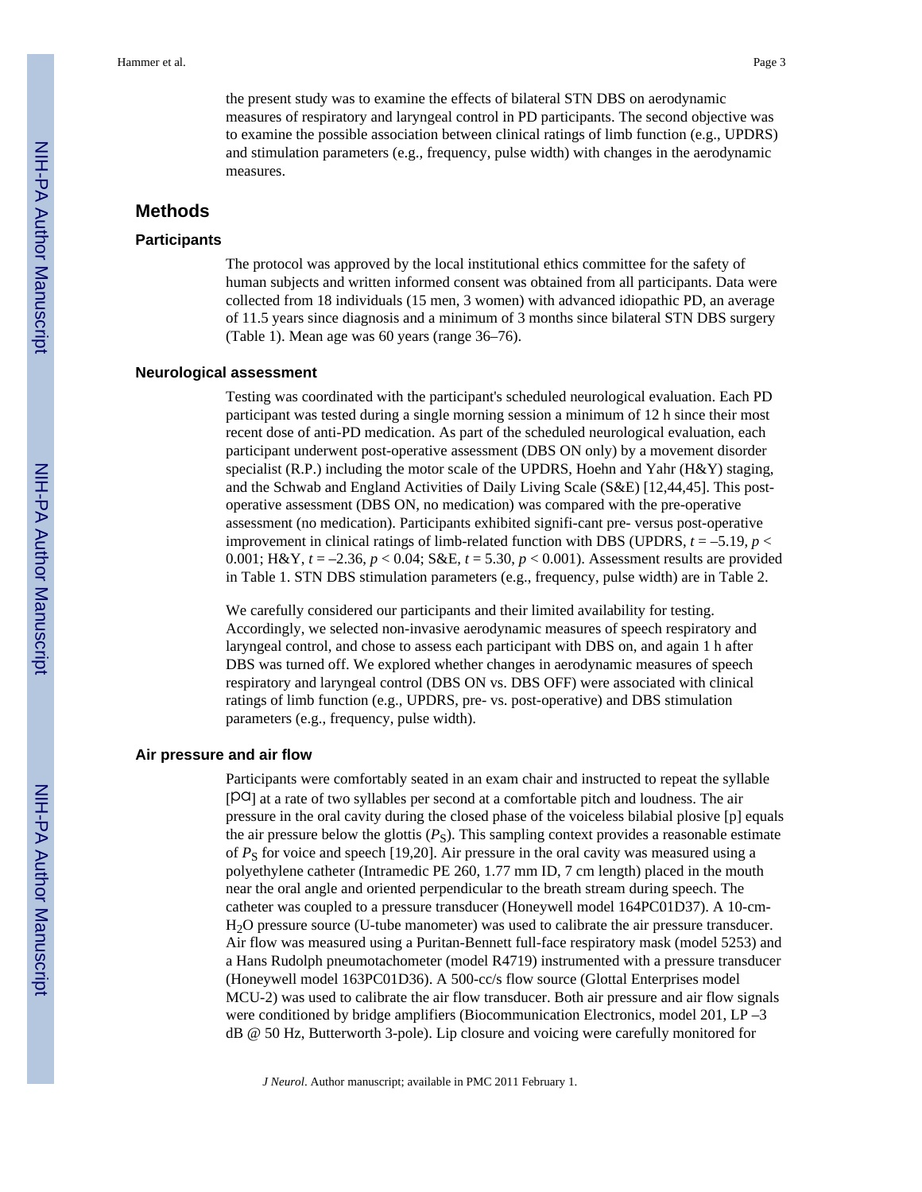the present study was to examine the effects of bilateral STN DBS on aerodynamic measures of respiratory and laryngeal control in PD participants. The second objective was to examine the possible association between clinical ratings of limb function (e.g., UPDRS) and stimulation parameters (e.g., frequency, pulse width) with changes in the aerodynamic measures.

## Methods

### Participants

The protocol was approved by the local institutional ethics committee for the safety of human subjects and written informed consent was obtained from all participants. Data were collected from 18 individuals (15 men, 3 women) with advanced idiopathic PD, an average of 11.5 years since diagnosis and a minimum of 3 months since bilateral STN DBS surgery (Table 1). Mean age was 60 years (range 36–76).

### Neurological assessment

Testing was coordinated with the participant's scheduled neurological evaluation. Each PD participant was tested during a single morning session a minimum of 12 h since their most recent dose of anti-PD medication. As part of the scheduled neurological evaluation, each participant underwent post-operative assessment (DBS ON only) by a movement disorder specialist (R.P.) including the motor scale of the UPDRS, Hoehn and Yahr (H&Y) staging, and the Schwab and England Activities of Daily Living Scale (S&E) [12,44,45]. This post-operative assessment (DBS ON, no medication) was compared with the pre-operative assessment (no medication). Participants exhibited signifi-cant pre- versus post-operative improvement in clinical ratings of limb-related function with DBS (UPDRS, $t = -5.19$, $p < 0.001$; H&Y, $t = -2.36$, $p < 0.04$; S&E, $t = 5.30$, $p < 0.001$). Assessment results are provided in Table 1. STN DBS stimulation parameters (e.g., frequency, pulse width) are in Table 2.

We carefully considered our participants and their limited availability for testing. Accordingly, we selected non-invasive aerodynamic measures of speech respiratory and laryngeal control, and chose to assess each participant with DBS on, and again 1 h after DBS was turned off. We explored whether changes in aerodynamic measures of speech respiratory and laryngeal control (DBS ON vs. DBS OFF) were associated with clinical ratings of limb function (e.g., UPDRS, pre- vs. post-operative) and DBS stimulation parameters (e.g., frequency, pulse width).

### Air pressure and air flow

Participants were comfortably seated in an exam chair and instructed to repeat the syllable [pɑ] at a rate of two syllables per second at a comfortable pitch and loudness. The air pressure in the oral cavity during the closed phase of the voiceless bilabial plosive [p] equals the air pressure below the glottis ($P_S$). This sampling context provides a reasonable estimate of $P_S$ for voice and speech [19,20]. Air pressure in the oral cavity was measured using a polyethylene catheter (Intramedic PE 260, 1.77 mm ID, 7 cm length) placed in the mouth near the oral angle and oriented perpendicular to the breath stream during speech. The catheter was coupled to a pressure transducer (Honeywell model 164PC01D37). A 10-cm-$H_2O$ pressure source (U-tube manometer) was used to calibrate the air pressure transducer. Air flow was measured using a Puritan-Bennett full-face respiratory mask (model 5253) and a Hans Rudolph pneumotachometer (model R4719) instrumented with a pressure transducer (Honeywell model 163PC01D36). A 500-cc/s flow source (Glottal Enterprises model MCU-2) was used to calibrate the air flow transducer. Both air pressure and air flow signals were conditioned by bridge amplifiers (Biocommunication Electronics, model 201, LP –3 dB @ 50 Hz, Butterworth 3-pole). Lip closure and voicing were carefully monitored for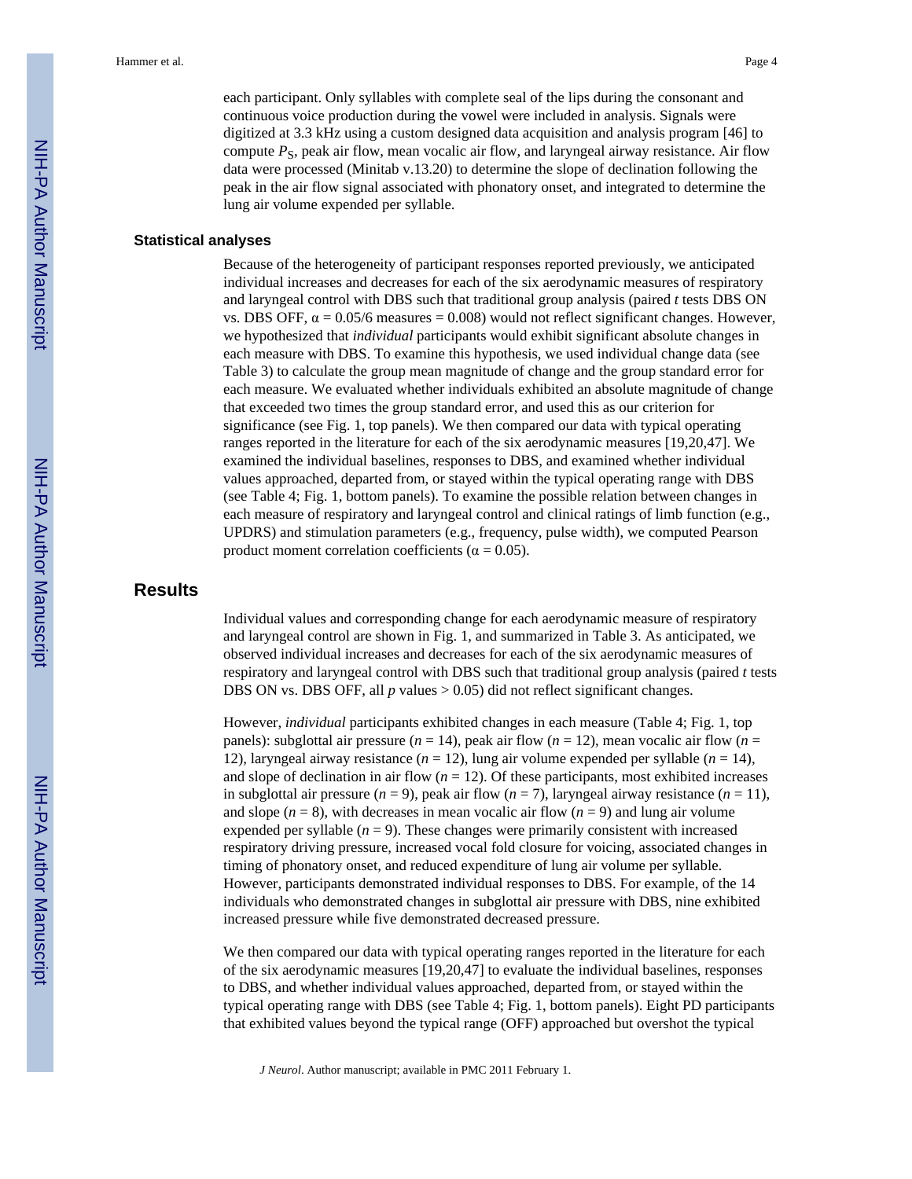each participant. Only syllables with complete seal of the lips during the consonant and continuous voice production during the vowel were included in analysis. Signals were digitized at 3.3 kHz using a custom designed data acquisition and analysis program [46] to compute $P_S$, peak air flow, mean vocalic air flow, and laryngeal airway resistance. Air flow data were processed (Minitab v.13.20) to determine the slope of declination following the peak in the air flow signal associated with phonatory onset, and integrated to determine the lung air volume expended per syllable.

### Statistical analyses

Because of the heterogeneity of participant responses reported previously, we anticipated individual increases and decreases for each of the six aerodynamic measures of respiratory and laryngeal control with DBS such that traditional group analysis (paired *t* tests DBS ON vs. DBS OFF, $\alpha = 0.05/6$ measures $= 0.008$) would not reflect significant changes. However, we hypothesized that *individual* participants would exhibit significant absolute changes in each measure with DBS. To examine this hypothesis, we used individual change data (see Table 3) to calculate the group mean magnitude of change and the group standard error for each measure. We evaluated whether individuals exhibited an absolute magnitude of change that exceeded two times the group standard error, and used this as our criterion for significance (see Fig. 1, top panels). We then compared our data with typical operating ranges reported in the literature for each of the six aerodynamic measures [19,20,47]. We examined the individual baselines, responses to DBS, and examined whether individual values approached, departed from, or stayed within the typical operating range with DBS (see Table 4; Fig. 1, bottom panels). To examine the possible relation between changes in each measure of respiratory and laryngeal control and clinical ratings of limb function (e.g., UPDRS) and stimulation parameters (e.g., frequency, pulse width), we computed Pearson product moment correlation coefficients ($\alpha = 0.05$).

## Results

Individual values and corresponding change for each aerodynamic measure of respiratory and laryngeal control are shown in Fig. 1, and summarized in Table 3. As anticipated, we observed individual increases and decreases for each of the six aerodynamic measures of respiratory and laryngeal control with DBS such that traditional group analysis (paired *t* tests DBS ON vs. DBS OFF, all *p* values $> 0.05$) did not reflect significant changes.

However, *individual* participants exhibited changes in each measure (Table 4; Fig. 1, top panels): subglottal air pressure ($n = 14$), peak air flow ($n = 12$), mean vocalic air flow ($n = 12$), laryngeal airway resistance ($n = 12$), lung air volume expended per syllable ($n = 14$), and slope of declination in air flow ($n = 12$). Of these participants, most exhibited increases in subglottal air pressure ($n = 9$), peak air flow ($n = 7$), laryngeal airway resistance ($n = 11$), and slope ($n = 8$), with decreases in mean vocalic air flow ($n = 9$) and lung air volume expended per syllable ($n = 9$). These changes were primarily consistent with increased respiratory driving pressure, increased vocal fold closure for voicing, associated changes in timing of phonatory onset, and reduced expenditure of lung air volume per syllable. However, participants demonstrated individual responses to DBS. For example, of the 14 individuals who demonstrated changes in subglottal air pressure with DBS, nine exhibited increased pressure while five demonstrated decreased pressure.

We then compared our data with typical operating ranges reported in the literature for each of the six aerodynamic measures [19,20,47] to evaluate the individual baselines, responses to DBS, and whether individual values approached, departed from, or stayed within the typical operating range with DBS (see Table 4; Fig. 1, bottom panels). Eight PD participants that exhibited values beyond the typical range (OFF) approached but overshot the typical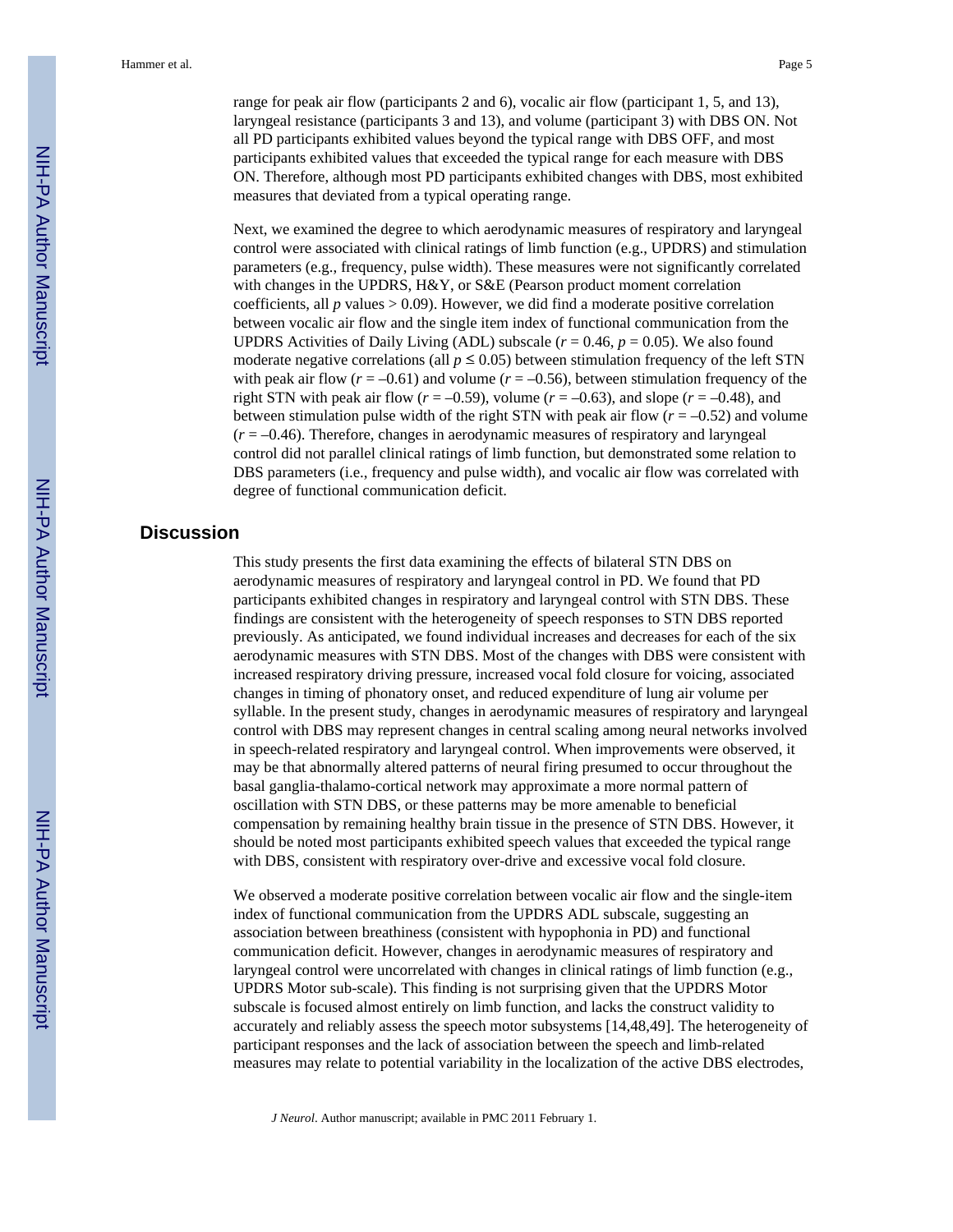range for peak air flow (participants 2 and 6), vocalic air flow (participant 1, 5, and 13), laryngeal resistance (participants 3 and 13), and volume (participant 3) with DBS ON. Not all PD participants exhibited values beyond the typical range with DBS OFF, and most participants exhibited values that exceeded the typical range for each measure with DBS ON. Therefore, although most PD participants exhibited changes with DBS, most exhibited measures that deviated from a typical operating range.

Next, we examined the degree to which aerodynamic measures of respiratory and laryngeal control were associated with clinical ratings of limb function (e.g., UPDRS) and stimulation parameters (e.g., frequency, pulse width). These measures were not significantly correlated with changes in the UPDRS, H&Y, or S&E (Pearson product moment correlation coefficients, all $p$ values > 0.09). However, we did find a moderate positive correlation between vocalic air flow and the single item index of functional communication from the UPDRS Activities of Daily Living (ADL) subscale ($r = 0.46$, $p = 0.05$). We also found moderate negative correlations (all $p \leq 0.05$) between stimulation frequency of the left STN with peak air flow ($r = -0.61$) and volume ($r = -0.56$), between stimulation frequency of the right STN with peak air flow ($r = -0.59$), volume ($r = -0.63$), and slope ($r = -0.48$), and between stimulation pulse width of the right STN with peak air flow ($r = -0.52$) and volume ($r = -0.46$). Therefore, changes in aerodynamic measures of respiratory and laryngeal control did not parallel clinical ratings of limb function, but demonstrated some relation to DBS parameters (i.e., frequency and pulse width), and vocalic air flow was correlated with degree of functional communication deficit.

## Discussion

This study presents the first data examining the effects of bilateral STN DBS on aerodynamic measures of respiratory and laryngeal control in PD. We found that PD participants exhibited changes in respiratory and laryngeal control with STN DBS. These findings are consistent with the heterogeneity of speech responses to STN DBS reported previously. As anticipated, we found individual increases and decreases for each of the six aerodynamic measures with STN DBS. Most of the changes with DBS were consistent with increased respiratory driving pressure, increased vocal fold closure for voicing, associated changes in timing of phonatory onset, and reduced expenditure of lung air volume per syllable. In the present study, changes in aerodynamic measures of respiratory and laryngeal control with DBS may represent changes in central scaling among neural networks involved in speech-related respiratory and laryngeal control. When improvements were observed, it may be that abnormally altered patterns of neural firing presumed to occur throughout the basal ganglia-thalamo-cortical network may approximate a more normal pattern of oscillation with STN DBS, or these patterns may be more amenable to beneficial compensation by remaining healthy brain tissue in the presence of STN DBS. However, it should be noted most participants exhibited speech values that exceeded the typical range with DBS, consistent with respiratory over-drive and excessive vocal fold closure.

We observed a moderate positive correlation between vocalic air flow and the single-item index of functional communication from the UPDRS ADL subscale, suggesting an association between breathiness (consistent with hypophonia in PD) and functional communication deficit. However, changes in aerodynamic measures of respiratory and laryngeal control were uncorrelated with changes in clinical ratings of limb function (e.g., UPDRS Motor sub-scale). This finding is not surprising given that the UPDRS Motor subscale is focused almost entirely on limb function, and lacks the construct validity to accurately and reliably assess the speech motor subsystems [14,48,49]. The heterogeneity of participant responses and the lack of association between the speech and limb-related measures may relate to potential variability in the localization of the active DBS electrodes,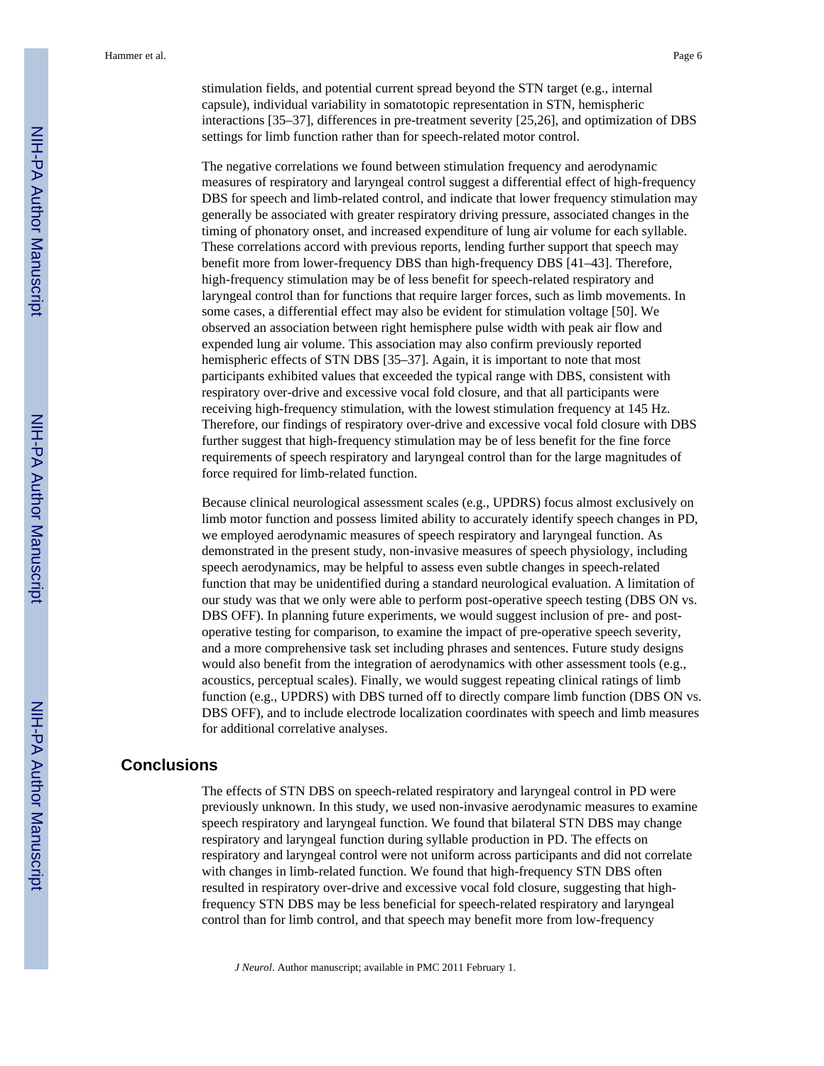stimulation fields, and potential current spread beyond the STN target (e.g., internal capsule), individual variability in somatotopic representation in STN, hemispheric interactions [35–37], differences in pre-treatment severity [25,26], and optimization of DBS settings for limb function rather than for speech-related motor control.

The negative correlations we found between stimulation frequency and aerodynamic measures of respiratory and laryngeal control suggest a differential effect of high-frequency DBS for speech and limb-related control, and indicate that lower frequency stimulation may generally be associated with greater respiratory driving pressure, associated changes in the timing of phonatory onset, and increased expenditure of lung air volume for each syllable. These correlations accord with previous reports, lending further support that speech may benefit more from lower-frequency DBS than high-frequency DBS [41–43]. Therefore, high-frequency stimulation may be of less benefit for speech-related respiratory and laryngeal control than for functions that require larger forces, such as limb movements. In some cases, a differential effect may also be evident for stimulation voltage [50]. We observed an association between right hemisphere pulse width with peak air flow and expended lung air volume. This association may also confirm previously reported hemispheric effects of STN DBS [35–37]. Again, it is important to note that most participants exhibited values that exceeded the typical range with DBS, consistent with respiratory over-drive and excessive vocal fold closure, and that all participants were receiving high-frequency stimulation, with the lowest stimulation frequency at 145 Hz. Therefore, our findings of respiratory over-drive and excessive vocal fold closure with DBS further suggest that high-frequency stimulation may be of less benefit for the fine force requirements of speech respiratory and laryngeal control than for the large magnitudes of force required for limb-related function.

Because clinical neurological assessment scales (e.g., UPDRS) focus almost exclusively on limb motor function and possess limited ability to accurately identify speech changes in PD, we employed aerodynamic measures of speech respiratory and laryngeal function. As demonstrated in the present study, non-invasive measures of speech physiology, including speech aerodynamics, may be helpful to assess even subtle changes in speech-related function that may be unidentified during a standard neurological evaluation. A limitation of our study was that we only were able to perform post-operative speech testing (DBS ON vs. DBS OFF). In planning future experiments, we would suggest inclusion of pre- and post-operative testing for comparison, to examine the impact of pre-operative speech severity, and a more comprehensive task set including phrases and sentences. Future study designs would also benefit from the integration of aerodynamics with other assessment tools (e.g., acoustics, perceptual scales). Finally, we would suggest repeating clinical ratings of limb function (e.g., UPDRS) with DBS turned off to directly compare limb function (DBS ON vs. DBS OFF), and to include electrode localization coordinates with speech and limb measures for additional correlative analyses.

## Conclusions

The effects of STN DBS on speech-related respiratory and laryngeal control in PD were previously unknown. In this study, we used non-invasive aerodynamic measures to examine speech respiratory and laryngeal function. We found that bilateral STN DBS may change respiratory and laryngeal function during syllable production in PD. The effects on respiratory and laryngeal control were not uniform across participants and did not correlate with changes in limb-related function. We found that high-frequency STN DBS often resulted in respiratory over-drive and excessive vocal fold closure, suggesting that high-frequency STN DBS may be less beneficial for speech-related respiratory and laryngeal control than for limb control, and that speech may benefit more from low-frequency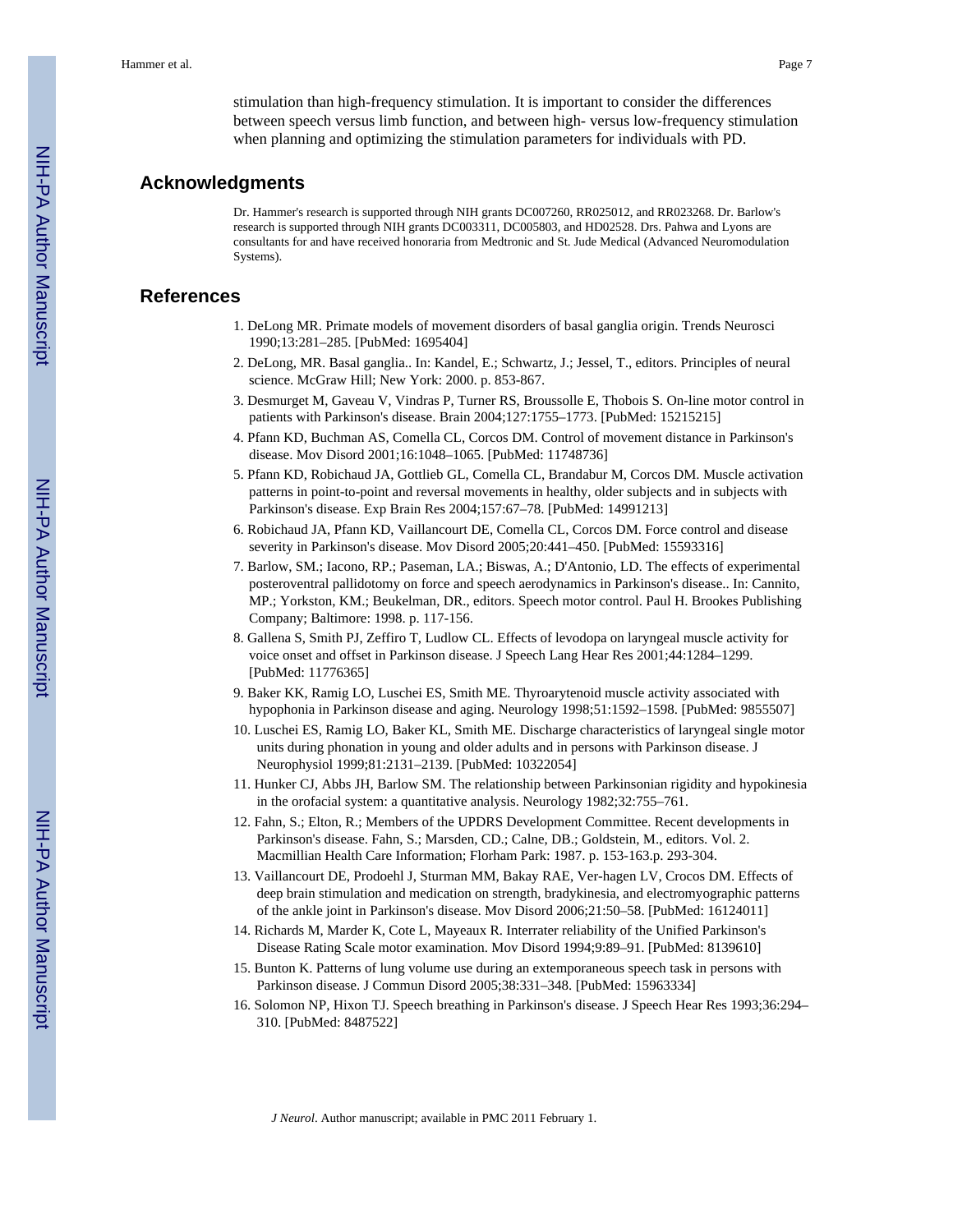stimulation than high-frequency stimulation. It is important to consider the differences between speech versus limb function, and between high- versus low-frequency stimulation when planning and optimizing the stimulation parameters for individuals with PD.

## Acknowledgments

Dr. Hammer's research is supported through NIH grants DC007260, RR025012, and RR023268. Dr. Barlow's research is supported through NIH grants DC003311, DC005803, and HD02528. Drs. Pahwa and Lyons are consultants for and have received honoraria from Medtronic and St. Jude Medical (Advanced Neuromodulation Systems).

## References

1. DeLong MR. Primate models of movement disorders of basal ganglia origin. Trends Neurosci 1990;13:281–285. [PubMed: 1695404]
2. DeLong, MR. Basal ganglia.. In: Kandel, E.; Schwartz, J.; Jessel, T., editors. Principles of neural science. McGraw Hill; New York: 2000. p. 853-867.
3. Desmurget M, Gaveau V, Vindras P, Turner RS, Broussolle E, Thobois S. On-line motor control in patients with Parkinson's disease. Brain 2004;127:1755–1773. [PubMed: 15215215]
4. Pfann KD, Buchman AS, Comella CL, Corcos DM. Control of movement distance in Parkinson's disease. Mov Disord 2001;16:1048–1065. [PubMed: 11748736]
5. Pfann KD, Robichaud JA, Gottlieb GL, Comella CL, Brandabur M, Corcos DM. Muscle activation patterns in point-to-point and reversal movements in healthy, older subjects and in subjects with Parkinson's disease. Exp Brain Res 2004;157:67–78. [PubMed: 14991213]
6. Robichaud JA, Pfann KD, Vaillancourt DE, Comella CL, Corcos DM. Force control and disease severity in Parkinson's disease. Mov Disord 2005;20:441–450. [PubMed: 15593316]
7. Barlow, SM.; Iacono, RP.; Paseman, LA.; Biswas, A.; D'Antonio, LD. The effects of experimental posteroventral pallidotomy on force and speech aerodynamics in Parkinson's disease.. In: Cannito, MP.; Yorkston, KM.; Beukelman, DR., editors. Speech motor control. Paul H. Brookes Publishing Company; Baltimore: 1998. p. 117-156.
8. Gallena S, Smith PJ, Zeffiro T, Ludlow CL. Effects of levodopa on laryngeal muscle activity for voice onset and offset in Parkinson disease. J Speech Lang Hear Res 2001;44:1284–1299. [PubMed: 11776365]
9. Baker KK, Ramig LO, Luschei ES, Smith ME. Thyroarytenoid muscle activity associated with hypophonia in Parkinson disease and aging. Neurology 1998;51:1592–1598. [PubMed: 9855507]
10. Luschei ES, Ramig LO, Baker KL, Smith ME. Discharge characteristics of laryngeal single motor units during phonation in young and older adults and in persons with Parkinson disease. J Neurophysiol 1999;81:2131–2139. [PubMed: 10322054]
11. Hunker CJ, Abbs JH, Barlow SM. The relationship between Parkinsonian rigidity and hypokinesia in the orofacial system: a quantitative analysis. Neurology 1982;32:755–761.
12. Fahn, S.; Elton, R.; Members of the UPDRS Development Committee. Recent developments in Parkinson's disease. Fahn, S.; Marsden, CD.; Calne, DB.; Goldstein, M., editors. Vol. 2. Macmillian Health Care Information; Florham Park: 1987. p. 153-163.p. 293-304.
13. Vaillancourt DE, Prodoehl J, Sturman MM, Bakay RAE, Ver-hagen LV, Crocos DM. Effects of deep brain stimulation and medication on strength, bradykinesia, and electromyographic patterns of the ankle joint in Parkinson's disease. Mov Disord 2006;21:50–58. [PubMed: 16124011]
14. Richards M, Marder K, Cote L, Mayeaux R. Interrater reliability of the Unified Parkinson's Disease Rating Scale motor examination. Mov Disord 1994;9:89–91. [PubMed: 8139610]
15. Bunton K. Patterns of lung volume use during an extemporaneous speech task in persons with Parkinson disease. J Commun Disord 2005;38:331–348. [PubMed: 15963334]
16. Solomon NP, Hixon TJ. Speech breathing in Parkinson's disease. J Speech Hear Res 1993;36:294–310. [PubMed: 8487522]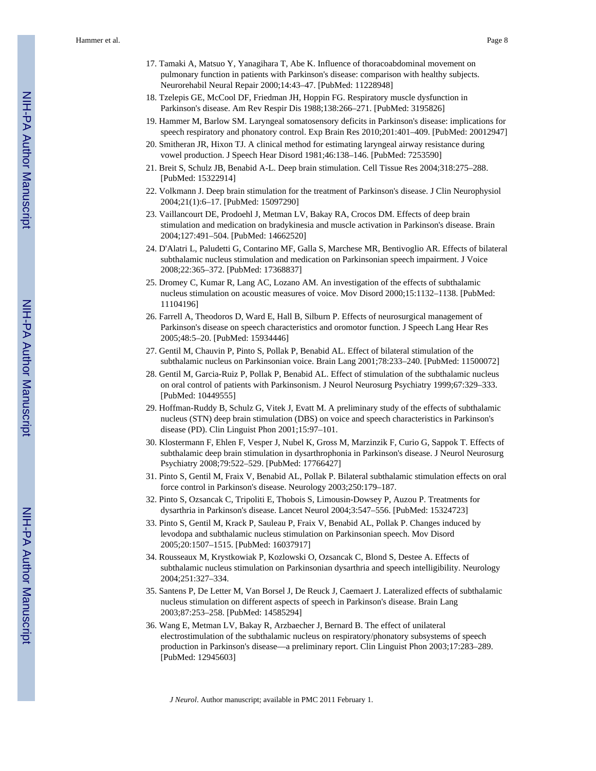17. Tamaki A, Matsuo Y, Yanagihara T, Abe K. Influence of thoracoabdominal movement on pulmonary function in patients with Parkinson's disease: comparison with healthy subjects. Neurorehabil Neural Repair 2000;14:43–47. [PubMed: 11228948]
18. Tzelepis GE, McCool DF, Friedman JH, Hoppin FG. Respiratory muscle dysfunction in Parkinson's disease. Am Rev Respir Dis 1988;138:266–271. [PubMed: 3195826]
19. Hammer M, Barlow SM. Laryngeal somatosensory deficits in Parkinson's disease: implications for speech respiratory and phonatory control. Exp Brain Res 2010;201:401–409. [PubMed: 20012947]
20. Smitheran JR, Hixon TJ. A clinical method for estimating laryngeal airway resistance during vowel production. J Speech Hear Disord 1981;46:138–146. [PubMed: 7253590]
21. Breit S, Schulz JB, Benabid A-L. Deep brain stimulation. Cell Tissue Res 2004;318:275–288. [PubMed: 15322914]
22. Volkmann J. Deep brain stimulation for the treatment of Parkinson's disease. J Clin Neurophysiol 2004;21(1):6–17. [PubMed: 15097290]
23. Vaillancourt DE, Prodoehl J, Metman LV, Bakay RA, Crocos DM. Effects of deep brain stimulation and medication on bradykinesia and muscle activation in Parkinson's disease. Brain 2004;127:491–504. [PubMed: 14662520]
24. D'Alatri L, Paludetti G, Contarino MF, Galla S, Marchese MR, Bentivoglio AR. Effects of bilateral subthalamic nucleus stimulation and medication on Parkinsonian speech impairment. J Voice 2008;22:365–372. [PubMed: 17368837]
25. Dromey C, Kumar R, Lang AC, Lozano AM. An investigation of the effects of subthalamic nucleus stimulation on acoustic measures of voice. Mov Disord 2000;15:1132–1138. [PubMed: 11104196]
26. Farrell A, Theodoros D, Ward E, Hall B, Silburn P. Effects of neurosurgical management of Parkinson's disease on speech characteristics and oromotor function. J Speech Lang Hear Res 2005;48:5–20. [PubMed: 15934446]
27. Gentil M, Chauvin P, Pinto S, Pollak P, Benabid AL. Effect of bilateral stimulation of the subthalamic nucleus on Parkinsonian voice. Brain Lang 2001;78:233–240. [PubMed: 11500072]
28. Gentil M, Garcia-Ruiz P, Pollak P, Benabid AL. Effect of stimulation of the subthalamic nucleus on oral control of patients with Parkinsonism. J Neurol Neurosurg Psychiatry 1999;67:329–333. [PubMed: 10449555]
29. Hoffman-Ruddy B, Schulz G, Vitek J, Evatt M. A preliminary study of the effects of subthalamic nucleus (STN) deep brain stimulation (DBS) on voice and speech characteristics in Parkinson's disease (PD). Clin Linguist Phon 2001;15:97–101.
30. Klostermann F, Ehlen F, Vesper J, Nubel K, Gross M, Marzinzik F, Curio G, Sappok T. Effects of subthalamic deep brain stimulation in dysarthrophonia in Parkinson's disease. J Neurol Neurosurg Psychiatry 2008;79:522–529. [PubMed: 17766427]
31. Pinto S, Gentil M, Fraix V, Benabid AL, Pollak P. Bilateral subthalamic stimulation effects on oral force control in Parkinson's disease. Neurology 2003;250:179–187.
32. Pinto S, Ozsancak C, Tripoliti E, Thobois S, Limousin-Dowsey P, Auzou P. Treatments for dysarthria in Parkinson's disease. Lancet Neurol 2004;3:547–556. [PubMed: 15324723]
33. Pinto S, Gentil M, Krack P, Sauleau P, Fraix V, Benabid AL, Pollak P. Changes induced by levodopa and subthalamic nucleus stimulation on Parkinsonian speech. Mov Disord 2005;20:1507–1515. [PubMed: 16037917]
34. Rousseaux M, Krystkowiak P, Kozlowski O, Ozsancak C, Blond S, Destee A. Effects of subthalamic nucleus stimulation on Parkinsonian dysarthria and speech intelligibility. Neurology 2004;251:327–334.
35. Santens P, De Letter M, Van Borsel J, De Reuck J, Caemaert J. Lateralized effects of subthalamic nucleus stimulation on different aspects of speech in Parkinson's disease. Brain Lang 2003;87:253–258. [PubMed: 14585294]
36. Wang E, Metman LV, Bakay R, Arzbaecher J, Bernard B. The effect of unilateral electrostimulation of the subthalamic nucleus on respiratory/phonatory subsystems of speech production in Parkinson's disease—a preliminary report. Clin Linguist Phon 2003;17:283–289. [PubMed: 12945603]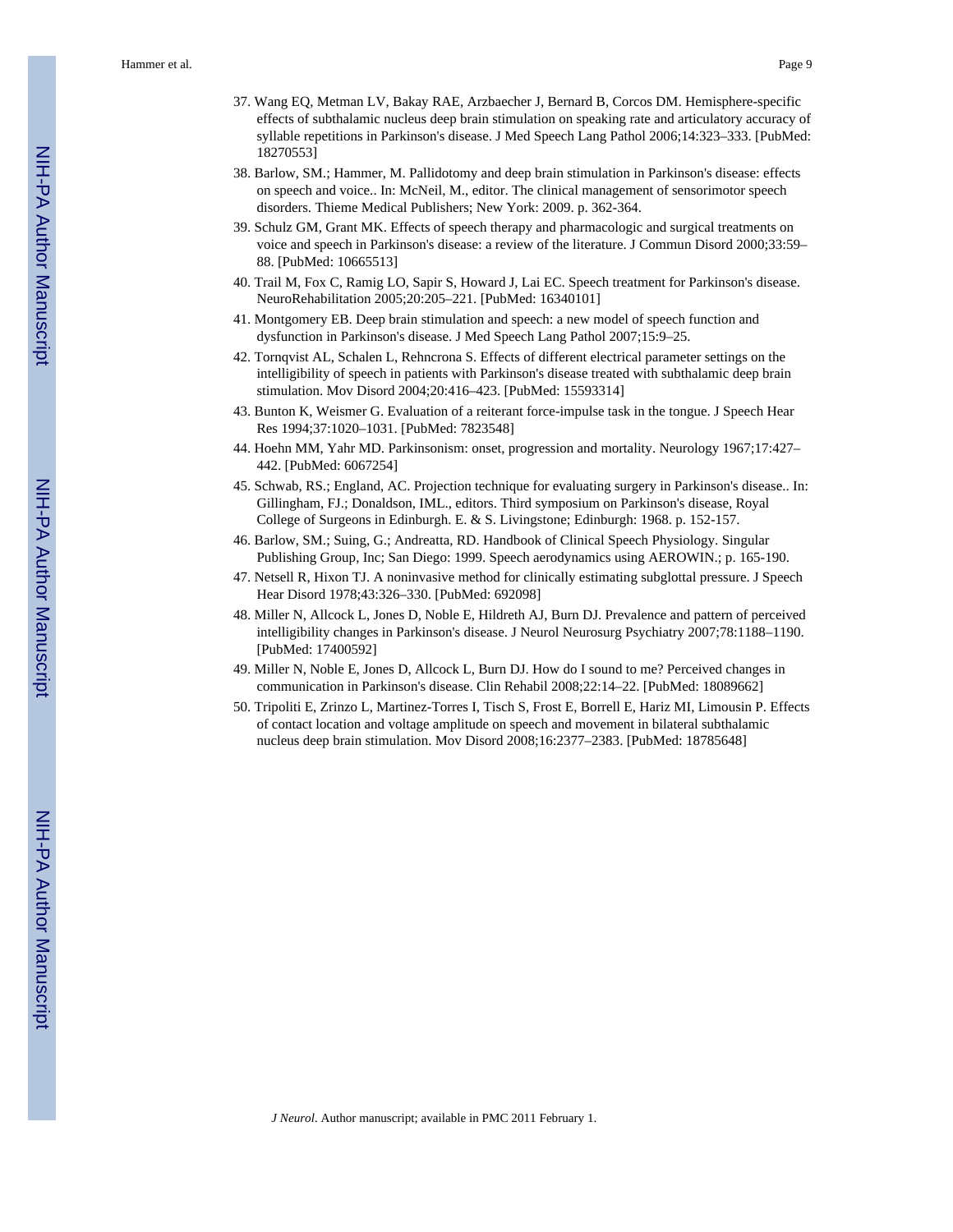37. Wang EQ, Metman LV, Bakay RAE, Arzbaecher J, Bernard B, Corcos DM. Hemisphere-specific effects of subthalamic nucleus deep brain stimulation on speaking rate and articulatory accuracy of syllable repetitions in Parkinson's disease. J Med Speech Lang Pathol 2006;14:323–333. [PubMed: 18270553]
38. Barlow, SM.; Hammer, M. Pallidotomy and deep brain stimulation in Parkinson's disease: effects on speech and voice.. In: McNeil, M., editor. The clinical management of sensorimotor speech disorders. Thieme Medical Publishers; New York: 2009. p. 362-364.
39. Schulz GM, Grant MK. Effects of speech therapy and pharmacologic and surgical treatments on voice and speech in Parkinson's disease: a review of the literature. J Commun Disord 2000;33:59–88. [PubMed: 10665513]
40. Trail M, Fox C, Ramig LO, Sapir S, Howard J, Lai EC. Speech treatment for Parkinson's disease. NeuroRehabilitation 2005;20:205–221. [PubMed: 16340101]
41. Montgomery EB. Deep brain stimulation and speech: a new model of speech function and dysfunction in Parkinson's disease. J Med Speech Lang Pathol 2007;15:9–25.
42. Tornqvist AL, Schalen L, Rehncrona S. Effects of different electrical parameter settings on the intelligibility of speech in patients with Parkinson's disease treated with subthalamic deep brain stimulation. Mov Disord 2004;20:416–423. [PubMed: 15593314]
43. Bunton K, Weismer G. Evaluation of a reiterant force-impulse task in the tongue. J Speech Hear Res 1994;37:1020–1031. [PubMed: 7823548]
44. Hoehn MM, Yahr MD. Parkinsonism: onset, progression and mortality. Neurology 1967;17:427–442. [PubMed: 6067254]
45. Schwab, RS.; England, AC. Projection technique for evaluating surgery in Parkinson's disease.. In: Gillingham, FJ.; Donaldson, IML., editors. Third symposium on Parkinson's disease, Royal College of Surgeons in Edinburgh. E. & S. Livingstone; Edinburgh: 1968. p. 152-157.
46. Barlow, SM.; Suing, G.; Andreatta, RD. Handbook of Clinical Speech Physiology. Singular Publishing Group, Inc; San Diego: 1999. Speech aerodynamics using AEROWIN.; p. 165-190.
47. Netsell R, Hixon TJ. A noninvasive method for clinically estimating subglottal pressure. J Speech Hear Disord 1978;43:326–330. [PubMed: 692098]
48. Miller N, Allcock L, Jones D, Noble E, Hildreth AJ, Burn DJ. Prevalence and pattern of perceived intelligibility changes in Parkinson's disease. J Neurol Neurosurg Psychiatry 2007;78:1188–1190. [PubMed: 17400592]
49. Miller N, Noble E, Jones D, Allcock L, Burn DJ. How do I sound to me? Perceived changes in communication in Parkinson's disease. Clin Rehabil 2008;22:14–22. [PubMed: 18089662]
50. Tripoliti E, Zrinzo L, Martinez-Torres I, Tisch S, Frost E, Borrell E, Hariz MI, Limousin P. Effects of contact location and voltage amplitude on speech and movement in bilateral subthalamic nucleus deep brain stimulation. Mov Disord 2008;16:2377–2383. [PubMed: 18785648]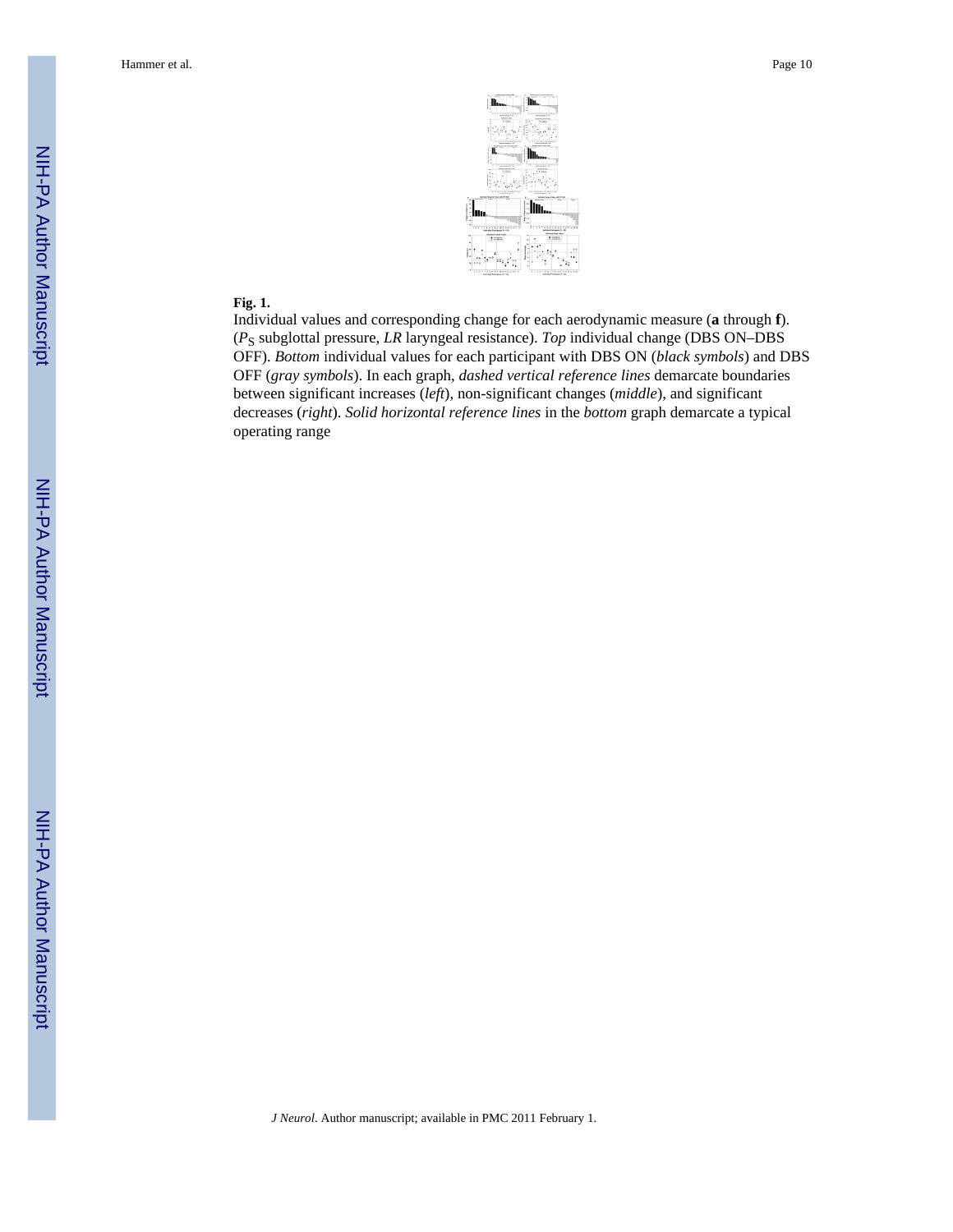**Fig. 1.**

Individual values and corresponding change for each aerodynamic measure (**a** through **f**). ($P_S$ subglottal pressure, *LR* laryngeal resistance). *Top* individual change (DBS ON–DBS OFF). *Bottom* individual values for each participant with DBS ON (*black symbols*) and DBS OFF (*gray symbols*). In each graph, *dashed vertical reference lines* demarcate boundaries between significant increases (*left*), non-significant changes (*middle*), and significant decreases (*right*). *Solid horizontal reference lines* in the *bottom* graph demarcate a typical operating range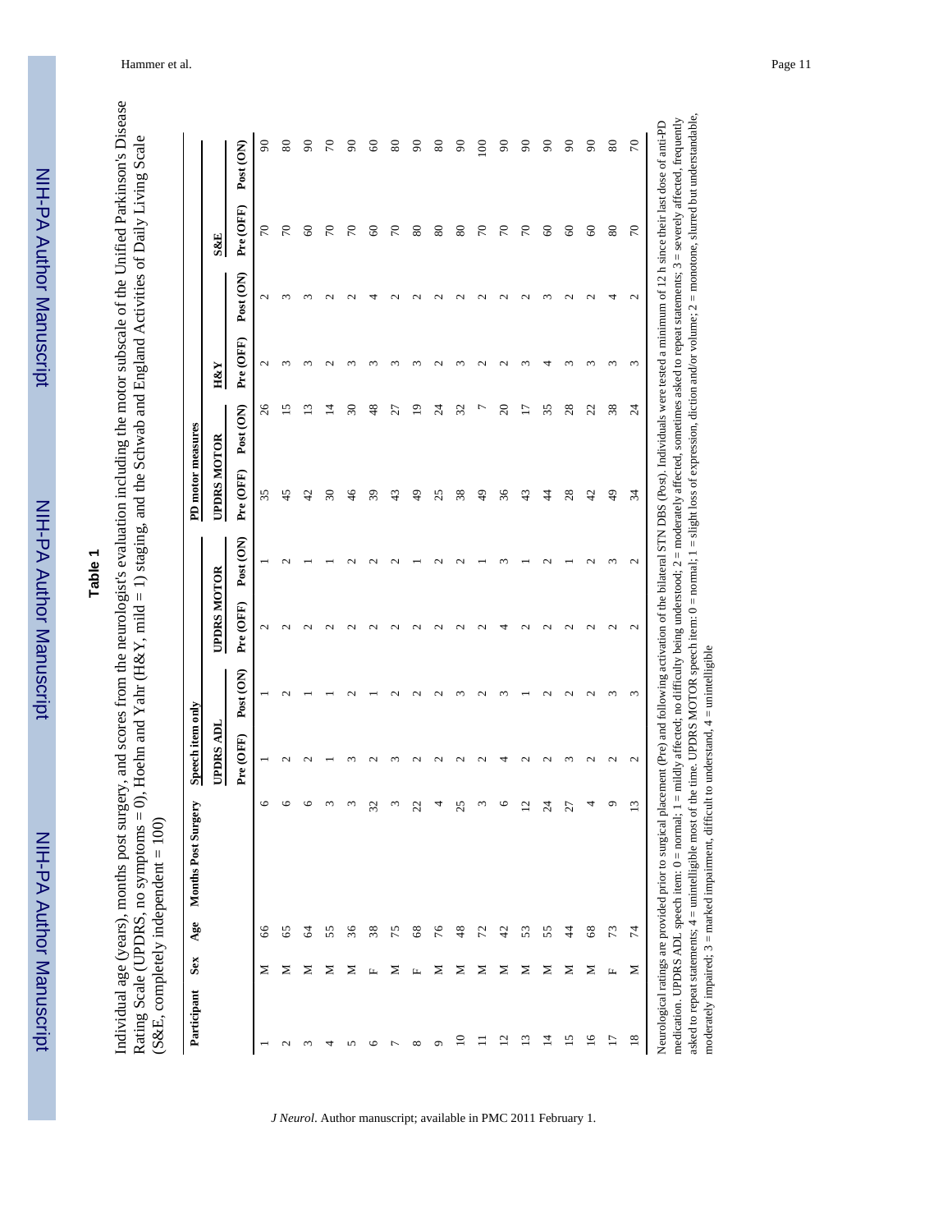# Table 1

Individual age (years), months post surgery, and scores from the neurologist's evaluation including the motor subscale of the Unified Parkinson's Disease Rating Scale (UPDRS, no symptoms = 0), Hoehn and Yahr (H&Y, mild = 1) staging, and the Schwab and England Activities of Daily Living Scale (S&E, completely independent = 100)

| Participant | Sex | Age | Months Post Surgery | Speech item only | | | | PD motor measures | | | | | |
|---|---|---|---|---|---|---|---|---|---|---|---|---|---|
| | | | | UPDRS ADL | | UPDRS MOTOR | | UPDRS MOTOR | | H&Y | | S&E | |
| | | | | Pre (OFF) | Post (ON) | Pre (OFF) | Post (ON) | Pre (OFF) | Post (ON) | Pre (OFF) | Post (ON) | Pre (OFF) | Post (ON) |
| 1 | M | 66 | 6 | 1 | 1 | 2 | 1 | 35 | 26 | 2 | 2 | 70 | 90 |
| 2 | M | 65 | 6 | 2 | 2 | 2 | 2 | 45 | 15 | 3 | 3 | 70 | 80 |
| 3 | M | 64 | 6 | 2 | 1 | 2 | 1 | 42 | 13 | 3 | 3 | 60 | 90 |
| 4 | M | 55 | 3 | 1 | 1 | 2 | 1 | 30 | 14 | 2 | 2 | 70 | 70 |
| 5 | M | 36 | 3 | 3 | 2 | 2 | 2 | 46 | 30 | 3 | 2 | 70 | 90 |
| 6 | F | 38 | 32 | 2 | 1 | 2 | 2 | 39 | 48 | 3 | 4 | 60 | 60 |
| 7 | M | 75 | 3 | 3 | 2 | 2 | 2 | 43 | 27 | 3 | 2 | 70 | 80 |
| 8 | F | 68 | 22 | 2 | 2 | 2 | 1 | 49 | 19 | 3 | 2 | 80 | 90 |
| 9 | M | 76 | 4 | 2 | 2 | 2 | 2 | 25 | 24 | 2 | 2 | 80 | 80 |
| 10 | M | 48 | 25 | 2 | 3 | 2 | 2 | 38 | 32 | 3 | 2 | 80 | 90 |
| 11 | M | 72 | 3 | 2 | 2 | 2 | 1 | 49 | 7 | 2 | 2 | 70 | 100 |
| 12 | M | 42 | 6 | 4 | 3 | 4 | 3 | 36 | 20 | 2 | 2 | 70 | 90 |
| 13 | M | 53 | 12 | 2 | 1 | 2 | 1 | 43 | 17 | 3 | 2 | 70 | 90 |
| 14 | M | 55 | 24 | 2 | 2 | 2 | 2 | 44 | 35 | 4 | 3 | 60 | 90 |
| 15 | M | 44 | 27 | 3 | 2 | 2 | 1 | 28 | 28 | 3 | 2 | 60 | 90 |
| 16 | M | 68 | 4 | 2 | 2 | 2 | 2 | 42 | 22 | 3 | 2 | 60 | 90 |
| 17 | F | 73 | 9 | 2 | 3 | 2 | 3 | 49 | 38 | 3 | 4 | 80 | 80 |
| 18 | M | 74 | 13 | 2 | 3 | 2 | 2 | 34 | 24 | 3 | 2 | 70 | 70 |

Neurological ratings are provided prior to surgical placement (Pre) and following activation of the bilateral STN DBS (Post). Individuals were tested a minimum of 12 h since their last dose of anti-PD medication. UPDRS ADL speech item: 0 = normal; 1 = mildly affected; no difficulty being understood; 2 = moderately affected, sometimes asked to repeat statements; 3 = severely affected, frequently asked to repeat statements; 4 = unintelligible most of the time. UPDRS MOTOR speech item: 0 = normal; 1 = slight loss of expression, diction and/or volume; 2 = monotone, slurred but understandable, moderately impaired; 3 = marked impairment, difficult to understand, 4 = unintelligible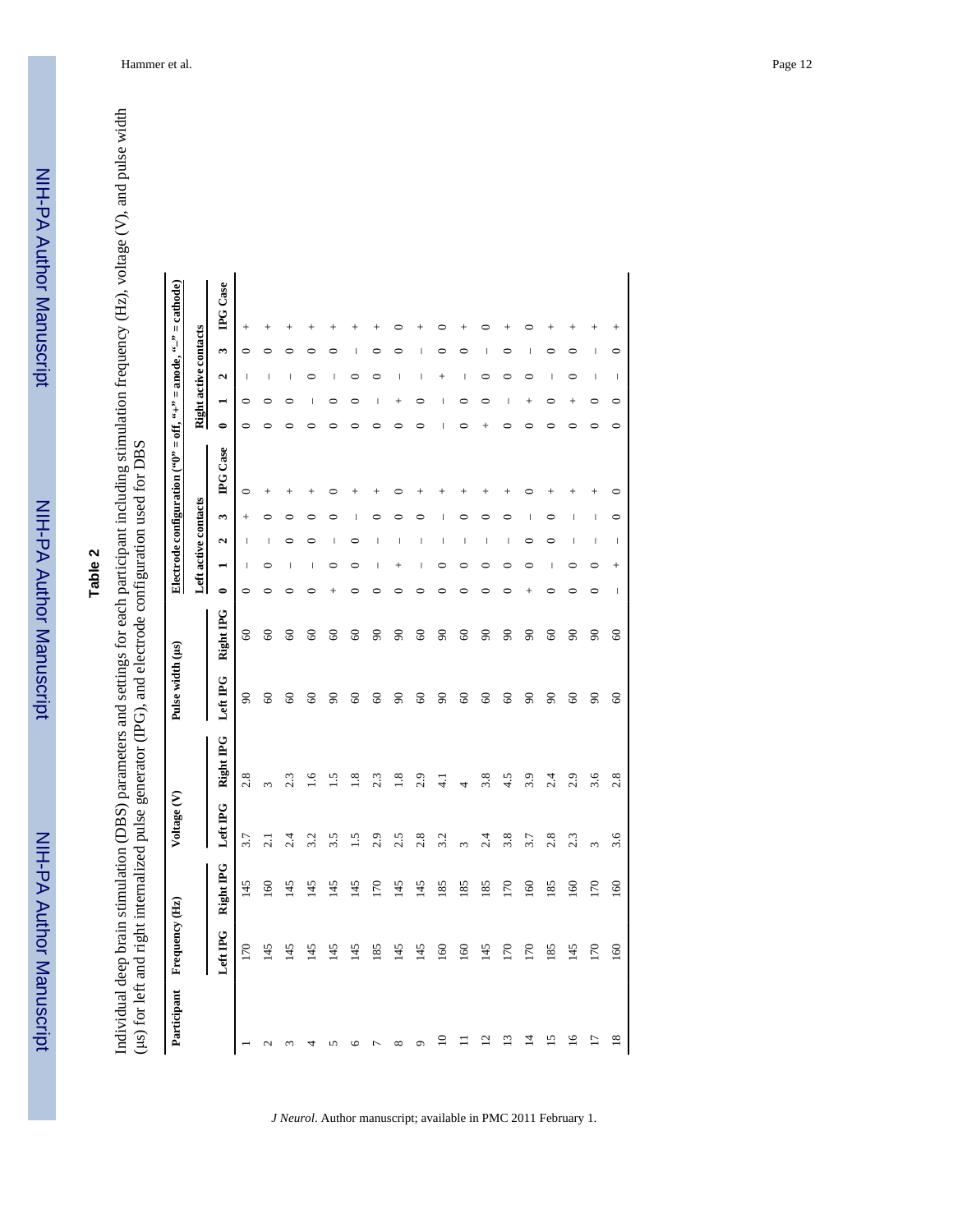**Table 2**

Individual deep brain stimulation (DBS) parameters and settings for each participant including stimulation frequency (Hz), voltage (V), and pulse width (μs) for left and right internalized pulse generator (IPG), and electrode configuration used for DBS

| Participant | Frequency (Hz) | | Voltage (V) | | Pulse width (μs) | | Electrode configuration ("0" = off, "+" = anode, "–" = cathode) | | | | | | | | | |
|---|---|---|---|---|---|---|---|---|---|---|---|---|---|---|---|---|
| | | | | | | | Left active contacts | | | | | Right active contacts | | | | |
| | Left IPG | Right IPG | Left IPG | Right IPG | Left IPG | Right IPG | 0 | 1 | 2 | 3 | IPG Case | 0 | 1 | 2 | 3 | IPG Case |
| 1 | 170 | 145 | 3.7 | 2.8 | 90 | 60 | 0 | – | – | + | 0 | 0 | 0 | – | 0 | + |
| 2 | 145 | 160 | 2.1 | 3 | 60 | 60 | 0 | 0 | – | 0 | + | 0 | 0 | – | 0 | + |
| 3 | 145 | 145 | 2.4 | 2.3 | 60 | 60 | 0 | – | 0 | 0 | + | 0 | 0 | – | 0 | + |
| 4 | 145 | 145 | 3.2 | 1.6 | 60 | 60 | 0 | – | 0 | 0 | + | 0 | – | 0 | 0 | + |
| 5 | 145 | 145 | 3.5 | 1.5 | 90 | 60 | + | 0 | – | 0 | 0 | 0 | 0 | – | 0 | + |
| 6 | 145 | 145 | 1.5 | 1.8 | 60 | 60 | 0 | 0 | 0 | – | + | 0 | 0 | 0 | – | + |
| 7 | 185 | 170 | 2.9 | 2.3 | 60 | 90 | 0 | – | – | 0 | + | 0 | – | 0 | 0 | + |
| 8 | 145 | 145 | 2.5 | 1.8 | 90 | 90 | 0 | + | – | 0 | 0 | 0 | + | – | 0 | 0 |
| 9 | 145 | 145 | 2.8 | 2.9 | 60 | 60 | 0 | – | – | 0 | + | 0 | 0 | – | – | + |
| 10 | 160 | 185 | 3.2 | 4.1 | 90 | 90 | 0 | 0 | – | – | + | – | – | + | 0 | 0 |
| 11 | 160 | 185 | 3 | 4 | 60 | 60 | 0 | 0 | – | 0 | + | 0 | 0 | – | 0 | + |
| 12 | 145 | 185 | 2.4 | 3.8 | 60 | 90 | 0 | 0 | – | 0 | + | + | 0 | 0 | – | 0 |
| 13 | 170 | 170 | 3.8 | 4.5 | 60 | 90 | 0 | 0 | – | 0 | + | 0 | – | 0 | 0 | + |
| 14 | 170 | 160 | 3.7 | 3.9 | 90 | 90 | + | 0 | 0 | – | 0 | 0 | + | 0 | – | 0 |
| 15 | 185 | 185 | 2.8 | 2.4 | 90 | 60 | 0 | – | 0 | 0 | + | 0 | 0 | – | 0 | + |
| 16 | 145 | 160 | 2.3 | 2.9 | 60 | 90 | 0 | 0 | – | – | + | 0 | + | 0 | 0 | + |
| 17 | 170 | 170 | 3 | 3.6 | 90 | 90 | 0 | 0 | – | – | + | 0 | 0 | – | – | + |
| 18 | 160 | 160 | 3.6 | 2.8 | 60 | 60 | – | + | – | 0 | 0 | 0 | 0 | – | 0 | + |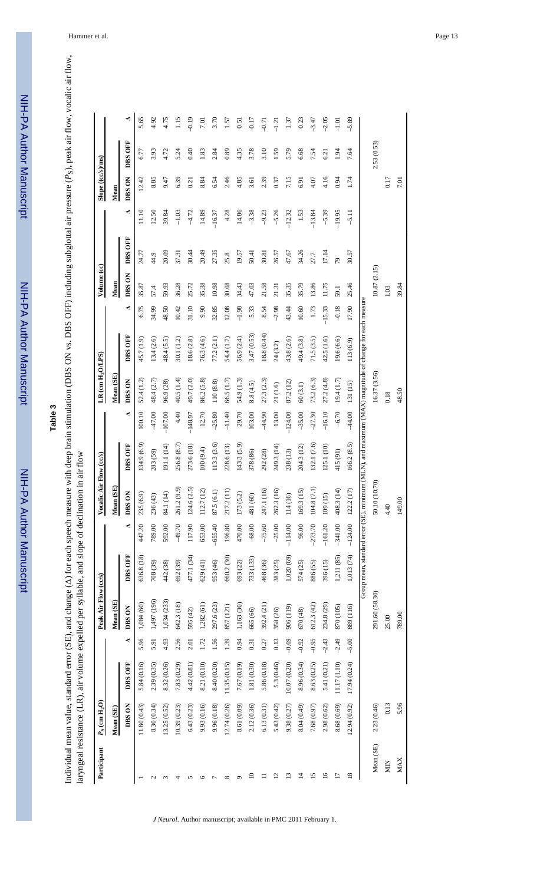## Table 3

Individual mean value, standard error (SE), and change (Δ) for each speech measure with deep brain stimulation (DBS ON vs. DBS OFF) including subglottal air pressure ($P_S$), peak air flow, vocalic air flow, laryngeal resistance (LR), air volume expelled per syllable, and slope of declination in air flow

| Participant | $P_S$ (cm $H_2O$) | | | Peak Air Flow (cc/s) | | | Vocalic Air Flow (cc/s) | | | LR (cm $H_2O$/LPS) | | | Volume (cc) | | | Slope ((cc/s)/ms) | | |
|---|---|---|---|---|---|---|---|---|---|---|---|---|---|---|---|---|---|---|
| | Mean (SE) | | | Mean (SE) | | | Mean (SE) | | | Mean (SE) | | | Mean | | | Mean | | |
| | DBS ON | DBS OFF | Δ | DBS ON | DBS OFF | Δ | DBS ON | DBS OFF | Δ | DBS ON | DBS OFF | Δ | DBS ON | DBS OFF | Δ | DBS ON | DBS OFF | Δ |
| 1 | 11.80 (0.43) | 5.84 (0.16) | 5.96 | 1,084 (60) | 636.8 (18) | 447.20 | 235 (6.9) | 134.9 (6.9) | 100.10 | 52.4 (1.2) | 45.7 (1.9) | 6.75 | 35.87 | 24.77 | 11.10 | 12.42 | 6.77 | 5.65 |
| 2 | 8.30 (0.34) | 2.39 (0.35) | 5.91 | 1,497 (196) | 708 (39) | 789.00 | 236 (43) | 283 (59) | −47.00 | 48.4 (2.7) | 13.4 (2.6) | 34.99 | 57.4 | 44.9 | 12.50 | 8.85 | 3.93 | 4.92 |
| 3 | 13.25 (0.52) | 8.32 (0.26) | 4.93 | 1,034 (233) | 442 (38) | 592.00 | 84.1 (14) | 191.1 (14) | −107.00 | 96.9 (28) | 48.4 (5.5) | 48.50 | 59.93 | 20.09 | 39.84 | 9.47 | 4.72 | 4.75 |
| 4 | 10.39 (0.23) | 7.83 (0.29) | 2.56 | 642.3 (18) | 692 (39) | −49.70 | 261.2 (9.9) | 256.8 (8.7) | 4.40 | 40.5 (1.4) | 30.1 (1.2) | 10.42 | 36.28 | 37.31 | −1.03 | 6.39 | 5.24 | 1.15 |
| 5 | 6.43 (0.23) | 4.42 (0.81) | 2.01 | 595 (42) | 477.1 (34) | 117.90 | 124.6 (2.5) | 273.6 (18) | −148.97 | 49.7 (2.0) | 18.6 (2.8) | 31.10 | 25.72 | 30.44 | −4.72 | 0.21 | 0.40 | −0.19 |
| 6 | 9.93 (0.16) | 8.21 (0.10) | 1.72 | 1,282 (61) | 629 (41) | 653.00 | 112.7 (12) | 100 (9.4) | 12.70 | 86.2 (5.8) | 76.3 (4.6) | 9.90 | 35.38 | 20.49 | 14.89 | 8.84 | 1.83 | 7.01 |
| 7 | 9.96 (0.18) | 8.40 (0.20) | 1.56 | 297.6 (23) | 953 (46) | −655.40 | 87.5 (6.1) | 113.3 (3.6) | −25.80 | 110 (8.8) | 77.2 (2.1) | 32.85 | 10.98 | 27.35 | −16.37 | 6.54 | 2.84 | 3.70 |
| 8 | 12.74 (0.26) | 11.35 (0.15) | 1.39 | 857 (121) | 660.2 (30) | 196.80 | 217.2 (11) | 228.6 (13) | −11.40 | 66.5 (1.7) | 54.4 (1.7) | 12.08 | 30.08 | 25.8 | 4.28 | 2.46 | 0.89 | 1.57 |
| 9 | 8.61 (0.09) | 7.67 (0.19) | 0.94 | 1,163 (30) | 693 (22) | 470.00 | 173 (5.2) | 143.3 (5.9) | 29.70 | 54.9 (1.3) | 56.9 (2.4) | −1.98 | 34.43 | 19.57 | 14.86 | 4.85 | 4.35 | 0.51 |
| 10 | 2.12 (0.36) | 1.81 (0.30) | 0.31 | 665 (66) | 733 (133) | −68.00 | 481 (60) | 378 (86) | 103.00 | 8.8 (4.5) | 3.47 (0.53) | 5.33 | 47.03 | 50.41 | −3.38 | 3.61 | 3.78 | −0.17 |
| 11 | 6.13 (0.31) | 5.86 (0.18) | 0.27 | 392.4 (21) | 468 (36) | −75.60 | 247.1 (16) | 292 (28) | −44.90 | 27.3 (2.3) | 18.8 (0.44) | 8.54 | 21.58 | 30.81 | −9.23 | 2.39 | 3.10 | −0.71 |
| 12 | 5.43 (0.42) | 5.3 (0.46) | 0.13 | 358 (26) | 383 (25) | −25.00 | 262.3 (16) | 249.3 (14) | 13.00 | 21 (1.6) | 24 (3.2) | −2.98 | 21.31 | 26.57 | −5.26 | 0.37 | 1.59 | −1.21 |
| 13 | 9.38 (0.27) | 10.07 (0.20) | −0.69 | 906 (119) | 1,020 (69) | −114.00 | 114 (16) | 238 (13) | −124.00 | 87.2 (12) | 43.8 (2.6) | 43.44 | 35.35 | 47.67 | −12.32 | 7.15 | 5.79 | 1.37 |
| 14 | 8.04 (0.49) | 8.96 (0.34) | −0.92 | 670 (48) | 574 (25) | 96.00 | 169.3 (15) | 204.3 (12) | −35.00 | 60 (3.1) | 49.4 (3.8) | 10.60 | 35.79 | 34.26 | 1.53 | 6.91 | 6.68 | 0.23 |
| 15 | 7.68 (0.97) | 8.63 (0.25) | −0.95 | 612.3 (42) | 886 (55) | −273.70 | 104.8 (7.1) | 132.1 (7.6) | −27.30 | 73.2 (6.3) | 71.5 (3.5) | 1.73 | 13.86 | 27.7 | −13.84 | 4.07 | 7.54 | −3.47 |
| 16 | 2.98 (0.62) | 5.41 (0.21) | −2.43 | 234.8 (29) | 396 (15) | −161.20 | 109 (15) | 125.1 (10) | −16.10 | 27.2 (4.8) | 42.5 (1.6) | −15.33 | 11.75 | 17.14 | −5.39 | 4.16 | 6.21 | −2.05 |
| 17 | 8.68 (0.69) | 11.17 (1.10) | −2.49 | 870 (105) | 1,211 (85) | −341.00 | 408.3 (14) | 415 (91) | −6.70 | 19.4 (1.7) | 19.6 (6.6) | −0.18 | 59.1 | 79 | −19.95 | 0.94 | 1.94 | −1.01 |
| 18 | 12.94 (0.92) | 17.94 (0.24) | −5.00 | 889 (116) | 1,013 (74) | −124.00 | 122.2 (17) | 166.2 (8.5) | −44.00 | 131 (15) | 113 (6.9) | 17.90 | 25.46 | 30.57 | −5.11 | 1.74 | 7.64 | −5.89 |
| | Group mean, standard error (SE), minimum (MIN), and maximum (MAX) magnitude of change for each measure | | | | | | | | | | | | | | | | | |
| Mean (SE) | 2.23 (0.46) | | | 291.60 (58.30) | | | 50.10 (10.70) | | | 16.37 (3.56) | | | 10.87 (2.15) | | | 2.53 (0.53) | | |
| MIN | 0.13 | | | 25.00 | | | 4.40 | | | 0.18 | | | 1.03 | | | 0.17 | | |
| MAX | 5.96 | | | 789.00 | | | 149.00 | | | 48.50 | | | 39.84 | | | 7.01 | | |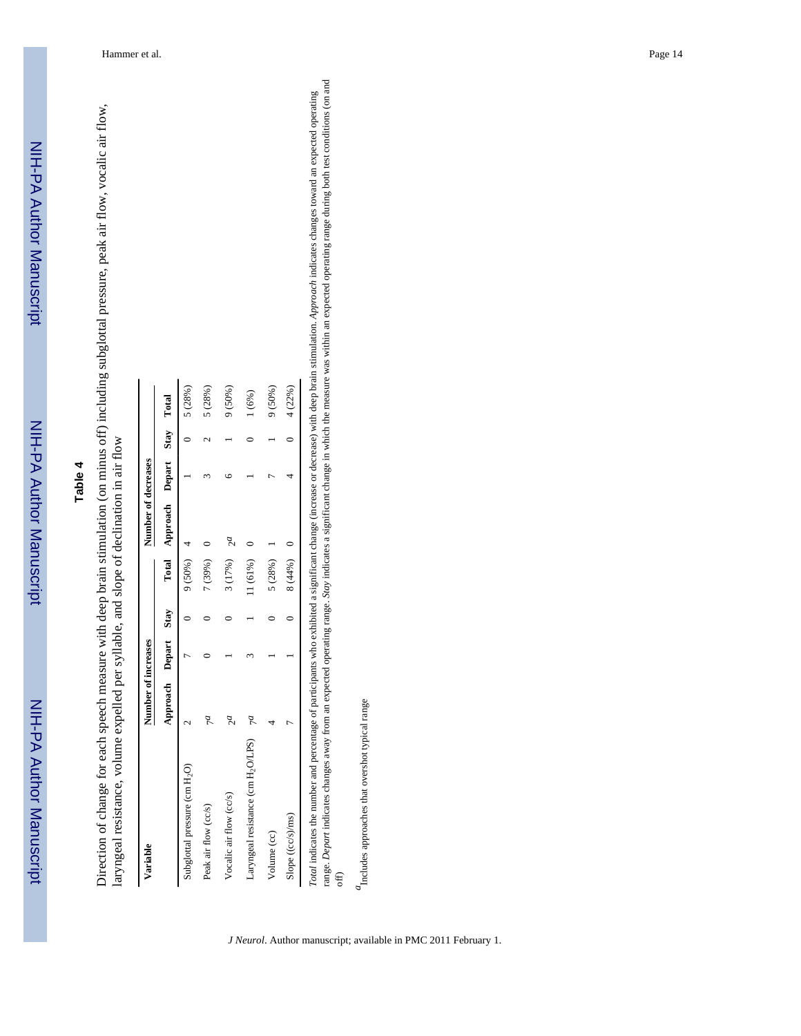**Table 4**

Direction of change for each speech measure with deep brain stimulation (on minus off) including subglottal pressure, peak air flow, vocalic air flow, laryngeal resistance, volume expelled per syllable, and slope of declination in air flow

| Variable | Number of increases | | | | Number of decreases | | | |
|---|---|---|---|---|---|---|---|---|
| | Approach | Depart | Stay | Total | Approach | Depart | Stay | Total |
| Subglottal pressure (cm $H_2O$) | 2 | 7 | 0 | 9 (50%) | 4 | 1 | 0 | 5 (28%) |
| Peak air flow (cc/s) | 7[a] | 0 | 0 | 7 (39%) | 0 | 3 | 2 | 5 (28%) |
| Vocalic air flow (cc/s) | 2[a] | 1 | 0 | 3 (17%) | 2[a] | 6 | 1 | 9 (50%) |
| Laryngeal resistance (cm $H_2O$/LPS) | 7[a] | 3 | 1 | 11 (61%) | 0 | 1 | 0 | 1 (6%) |
| Volume (cc) | 4 | 1 | 0 | 5 (28%) | 1 | 7 | 1 | 9 (50%) |
| Slope ((cc/s)/ms) | 7 | 1 | 0 | 8 (44%) | 0 | 4 | 0 | 4 (22%) |

*Total* indicates the number and percentage of participants who exhibited a significant change (increase or decrease) with deep brain stimulation. *Approach* indicates changes toward an expected operating range. *Depart* indicates changes away from an expected operating range. *Stay* indicates a significant change in which the measure was within an expected operating range during both test conditions (on and off)

[a] Includes approaches that overshot typical range